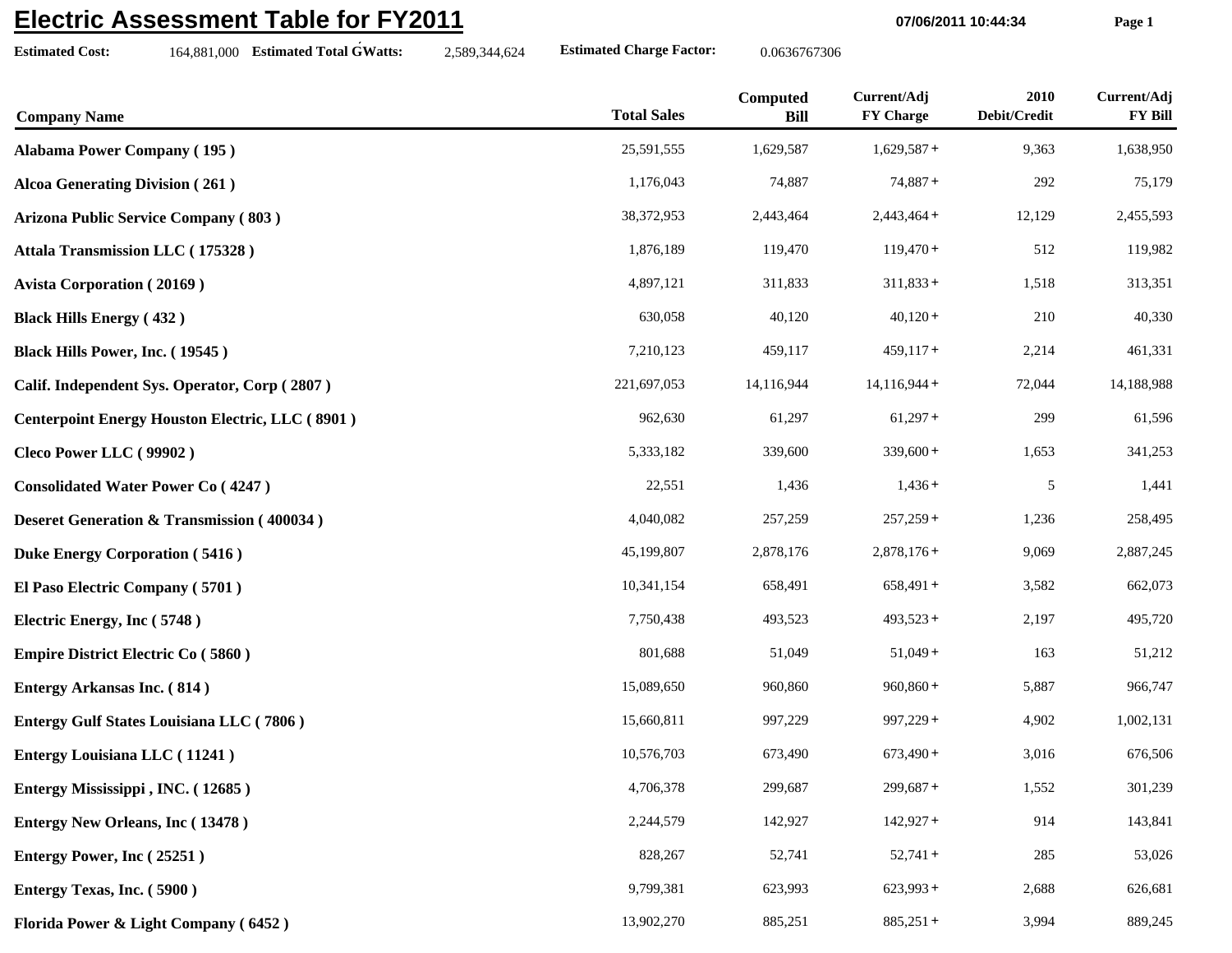# Electric Assessment Table for FY2011

**Estimated Cost:** 164,881,000 **Estimated Total GWatts:** 2,589,344,624 **Estimated Charge Factor:** 0.0636767306

| Company Name | Total Sales | Computed Bill | Current/Adj FY Charge | 2010 Debit/Credit | Current/Adj FY Bill |
|---|---|---|---|---|---|
| **Alabama Power Company ( 195 )** | 25,591,555 | 1,629,587 | 1,629,587 + | 9,363 | 1,638,950 |
| **Alcoa Generating Division ( 261 )** | 1,176,043 | 74,887 | 74,887 + | 292 | 75,179 |
| **Arizona Public Service Company ( 803 )** | 38,372,953 | 2,443,464 | 2,443,464 + | 12,129 | 2,455,593 |
| **Attala Transmission LLC ( 175328 )** | 1,876,189 | 119,470 | 119,470 + | 512 | 119,982 |
| **Avista Corporation ( 20169 )** | 4,897,121 | 311,833 | 311,833 + | 1,518 | 313,351 |
| **Black Hills Energy ( 432 )** | 630,058 | 40,120 | 40,120 + | 210 | 40,330 |
| **Black Hills Power, Inc. ( 19545 )** | 7,210,123 | 459,117 | 459,117 + | 2,214 | 461,331 |
| **Calif. Independent Sys. Operator, Corp ( 2807 )** | 221,697,053 | 14,116,944 | 14,116,944 + | 72,044 | 14,188,988 |
| **Centerpoint Energy Houston Electric, LLC ( 8901 )** | 962,630 | 61,297 | 61,297 + | 299 | 61,596 |
| **Cleco Power LLC ( 99902 )** | 5,333,182 | 339,600 | 339,600 + | 1,653 | 341,253 |
| **Consolidated Water Power Co ( 4247 )** | 22,551 | 1,436 | 1,436 + | 5 | 1,441 |
| **Deseret Generation & Transmission ( 400034 )** | 4,040,082 | 257,259 | 257,259 + | 1,236 | 258,495 |
| **Duke Energy Corporation ( 5416 )** | 45,199,807 | 2,878,176 | 2,878,176 + | 9,069 | 2,887,245 |
| **El Paso Electric Company ( 5701 )** | 10,341,154 | 658,491 | 658,491 + | 3,582 | 662,073 |
| **Electric Energy, Inc ( 5748 )** | 7,750,438 | 493,523 | 493,523 + | 2,197 | 495,720 |
| **Empire District Electric Co ( 5860 )** | 801,688 | 51,049 | 51,049 + | 163 | 51,212 |
| **Entergy Arkansas Inc. ( 814 )** | 15,089,650 | 960,860 | 960,860 + | 5,887 | 966,747 |
| **Entergy Gulf States Louisiana LLC ( 7806 )** | 15,660,811 | 997,229 | 997,229 + | 4,902 | 1,002,131 |
| **Entergy Louisiana LLC ( 11241 )** | 10,576,703 | 673,490 | 673,490 + | 3,016 | 676,506 |
| **Entergy Mississippi , INC. ( 12685 )** | 4,706,378 | 299,687 | 299,687 + | 1,552 | 301,239 |
| **Entergy New Orleans, Inc ( 13478 )** | 2,244,579 | 142,927 | 142,927 + | 914 | 143,841 |
| **Entergy Power, Inc ( 25251 )** | 828,267 | 52,741 | 52,741 + | 285 | 53,026 |
| **Entergy Texas, Inc. ( 5900 )** | 9,799,381 | 623,993 | 623,993 + | 2,688 | 626,681 |
| **Florida Power & Light Company ( 6452 )** | 13,902,270 | 885,251 | 885,251 + | 3,994 | 889,245 |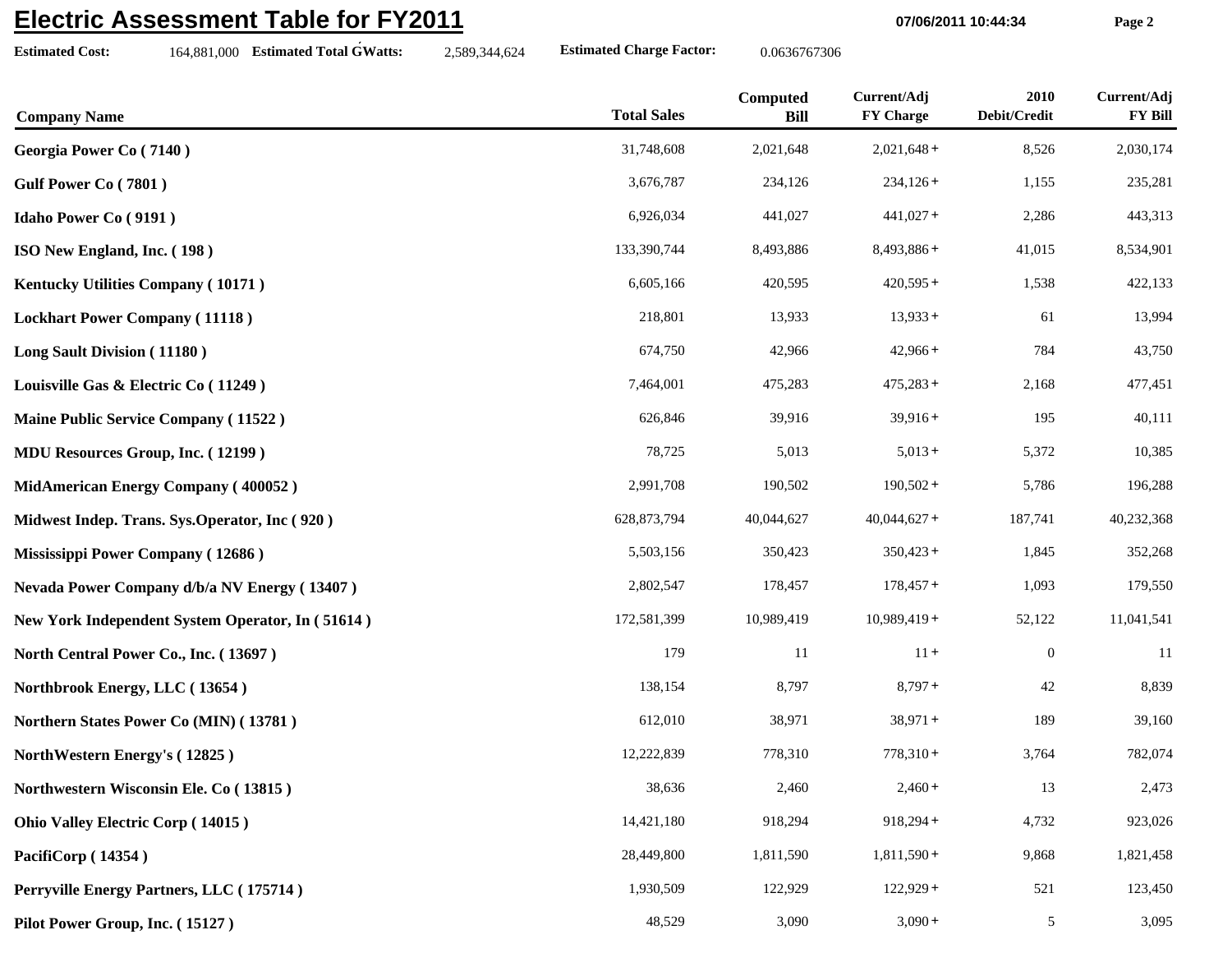# Electric Assessment Table for FY2011

07/06/2011 10:44:34

**Estimated Cost:** 164,881,000 **Estimated Total GWatts:** 2,589,344,624 **Estimated Charge Factor:** 0.0636767306

| Company Name | Total Sales | Computed Bill | Current/Adj FY Charge | 2010 Debit/Credit | Current/Adj FY Bill |
|---|---|---|---|---|---|
| **Georgia Power Co ( 7140 )** | 31,748,608 | 2,021,648 | 2,021,648 + | 8,526 | 2,030,174 |
| **Gulf Power Co ( 7801 )** | 3,676,787 | 234,126 | 234,126 + | 1,155 | 235,281 |
| **Idaho Power Co ( 9191 )** | 6,926,034 | 441,027 | 441,027 + | 2,286 | 443,313 |
| **ISO New England, Inc. ( 198 )** | 133,390,744 | 8,493,886 | 8,493,886 + | 41,015 | 8,534,901 |
| **Kentucky Utilities Company ( 10171 )** | 6,605,166 | 420,595 | 420,595 + | 1,538 | 422,133 |
| **Lockhart Power Company ( 11118 )** | 218,801 | 13,933 | 13,933 + | 61 | 13,994 |
| **Long Sault Division ( 11180 )** | 674,750 | 42,966 | 42,966 + | 784 | 43,750 |
| **Louisville Gas & Electric Co ( 11249 )** | 7,464,001 | 475,283 | 475,283 + | 2,168 | 477,451 |
| **Maine Public Service Company ( 11522 )** | 626,846 | 39,916 | 39,916 + | 195 | 40,111 |
| **MDU Resources Group, Inc. ( 12199 )** | 78,725 | 5,013 | 5,013 + | 5,372 | 10,385 |
| **MidAmerican Energy Company ( 400052 )** | 2,991,708 | 190,502 | 190,502 + | 5,786 | 196,288 |
| **Midwest Indep. Trans. Sys.Operator, Inc ( 920 )** | 628,873,794 | 40,044,627 | 40,044,627 + | 187,741 | 40,232,368 |
| **Mississippi Power Company ( 12686 )** | 5,503,156 | 350,423 | 350,423 + | 1,845 | 352,268 |
| **Nevada Power Company d/b/a NV Energy ( 13407 )** | 2,802,547 | 178,457 | 178,457 + | 1,093 | 179,550 |
| **New York Independent System Operator, In ( 51614 )** | 172,581,399 | 10,989,419 | 10,989,419 + | 52,122 | 11,041,541 |
| **North Central Power Co., Inc. ( 13697 )** | 179 | 11 | 11 + | 0 | 11 |
| **Northbrook Energy, LLC ( 13654 )** | 138,154 | 8,797 | 8,797 + | 42 | 8,839 |
| **Northern States Power Co (MIN) ( 13781 )** | 612,010 | 38,971 | 38,971 + | 189 | 39,160 |
| **NorthWestern Energy's ( 12825 )** | 12,222,839 | 778,310 | 778,310 + | 3,764 | 782,074 |
| **Northwestern Wisconsin Ele. Co ( 13815 )** | 38,636 | 2,460 | 2,460 + | 13 | 2,473 |
| **Ohio Valley Electric Corp ( 14015 )** | 14,421,180 | 918,294 | 918,294 + | 4,732 | 923,026 |
| **PacifiCorp ( 14354 )** | 28,449,800 | 1,811,590 | 1,811,590 + | 9,868 | 1,821,458 |
| **Perryville Energy Partners, LLC ( 175714 )** | 1,930,509 | 122,929 | 122,929 + | 521 | 123,450 |
| **Pilot Power Group, Inc. ( 15127 )** | 48,529 | 3,090 | 3,090 + | 5 | 3,095 |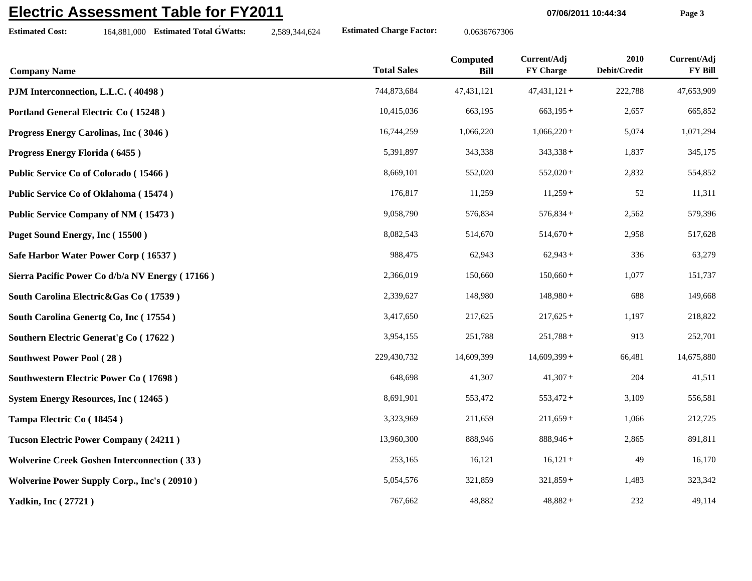# Electric Assessment Table for FY2011

07/06/2011 10:44:34

**Estimated Cost:** 164,881,000 **Estimated Total GWatts:** 2,589,344,624 **Estimated Charge Factor:** 0.0636767306

| Company Name | Total Sales | Computed Bill | Current/Adj FY Charge | 2010 Debit/Credit | Current/Adj FY Bill |
|---|---|---|---|---|---|
| **PJM Interconnection, L.L.C. ( 40498 )** | 744,873,684 | 47,431,121 | 47,431,121 + | 222,788 | 47,653,909 |
| **Portland General Electric Co ( 15248 )** | 10,415,036 | 663,195 | 663,195 + | 2,657 | 665,852 |
| **Progress Energy Carolinas, Inc ( 3046 )** | 16,744,259 | 1,066,220 | 1,066,220 + | 5,074 | 1,071,294 |
| **Progress Energy Florida ( 6455 )** | 5,391,897 | 343,338 | 343,338 + | 1,837 | 345,175 |
| **Public Service Co of Colorado ( 15466 )** | 8,669,101 | 552,020 | 552,020 + | 2,832 | 554,852 |
| **Public Service Co of Oklahoma ( 15474 )** | 176,817 | 11,259 | 11,259 + | 52 | 11,311 |
| **Public Service Company of NM ( 15473 )** | 9,058,790 | 576,834 | 576,834 + | 2,562 | 579,396 |
| **Puget Sound Energy, Inc ( 15500 )** | 8,082,543 | 514,670 | 514,670 + | 2,958 | 517,628 |
| **Safe Harbor Water Power Corp ( 16537 )** | 988,475 | 62,943 | 62,943 + | 336 | 63,279 |
| **Sierra Pacific Power Co d/b/a NV Energy ( 17166 )** | 2,366,019 | 150,660 | 150,660 + | 1,077 | 151,737 |
| **South Carolina Electric&Gas Co ( 17539 )** | 2,339,627 | 148,980 | 148,980 + | 688 | 149,668 |
| **South Carolina Genertg Co, Inc ( 17554 )** | 3,417,650 | 217,625 | 217,625 + | 1,197 | 218,822 |
| **Southern Electric Generat'g Co ( 17622 )** | 3,954,155 | 251,788 | 251,788 + | 913 | 252,701 |
| **Southwest Power Pool ( 28 )** | 229,430,732 | 14,609,399 | 14,609,399 + | 66,481 | 14,675,880 |
| **Southwestern Electric Power Co ( 17698 )** | 648,698 | 41,307 | 41,307 + | 204 | 41,511 |
| **System Energy Resources, Inc ( 12465 )** | 8,691,901 | 553,472 | 553,472 + | 3,109 | 556,581 |
| **Tampa Electric Co ( 18454 )** | 3,323,969 | 211,659 | 211,659 + | 1,066 | 212,725 |
| **Tucson Electric Power Company ( 24211 )** | 13,960,300 | 888,946 | 888,946 + | 2,865 | 891,811 |
| **Wolverine Creek Goshen Interconnection ( 33 )** | 253,165 | 16,121 | 16,121 + | 49 | 16,170 |
| **Wolverine Power Supply Corp., Inc's ( 20910 )** | 5,054,576 | 321,859 | 321,859 + | 1,483 | 323,342 |
| **Yadkin, Inc ( 27721 )** | 767,662 | 48,882 | 48,882 + | 232 | 49,114 |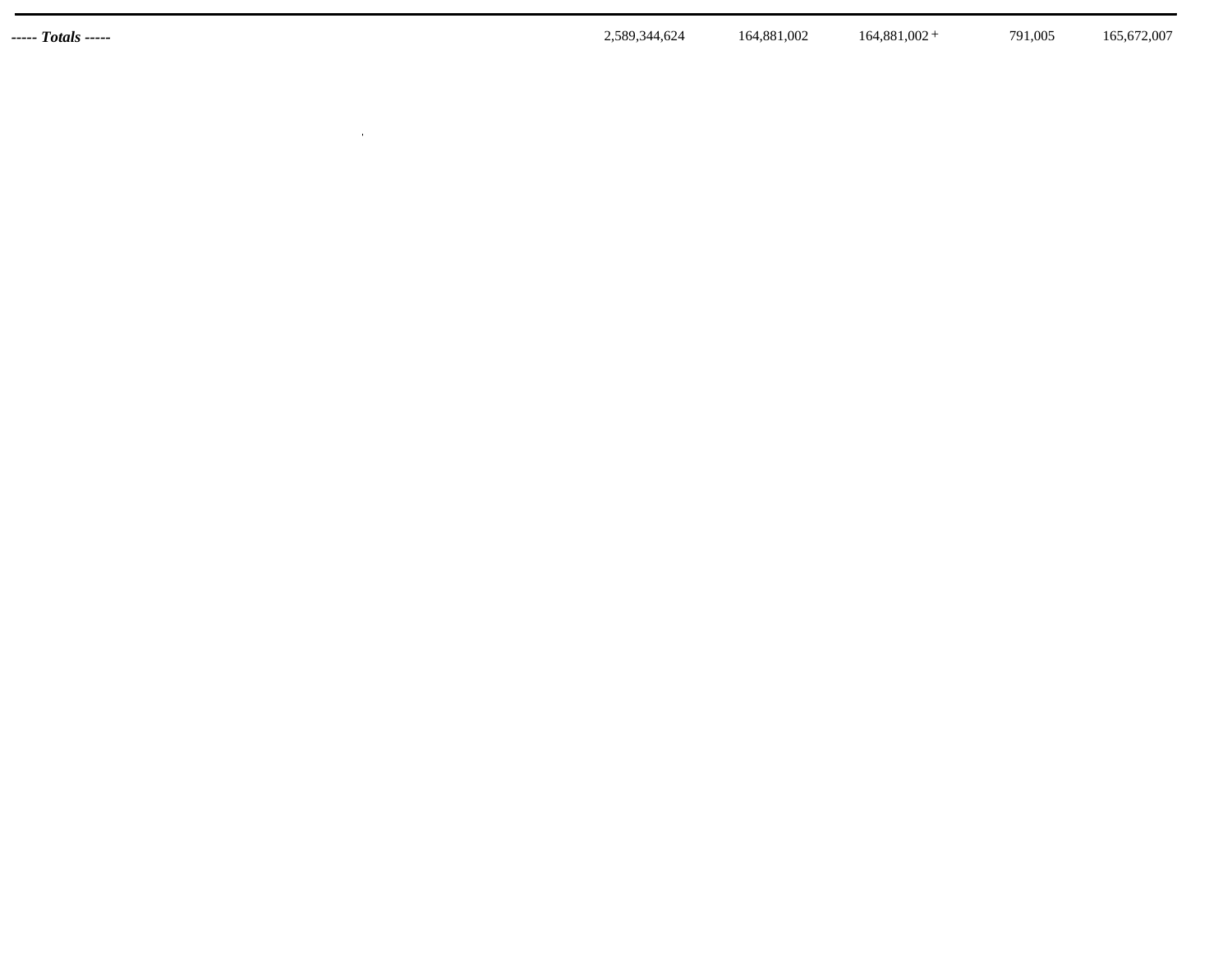| | | | | | |
|---|---|---|---|---|---|
| ***----- Totals -----*** | 2,589,344,624 | 164,881,002 | 164,881,002 + | 791,005 | 165,672,007 |